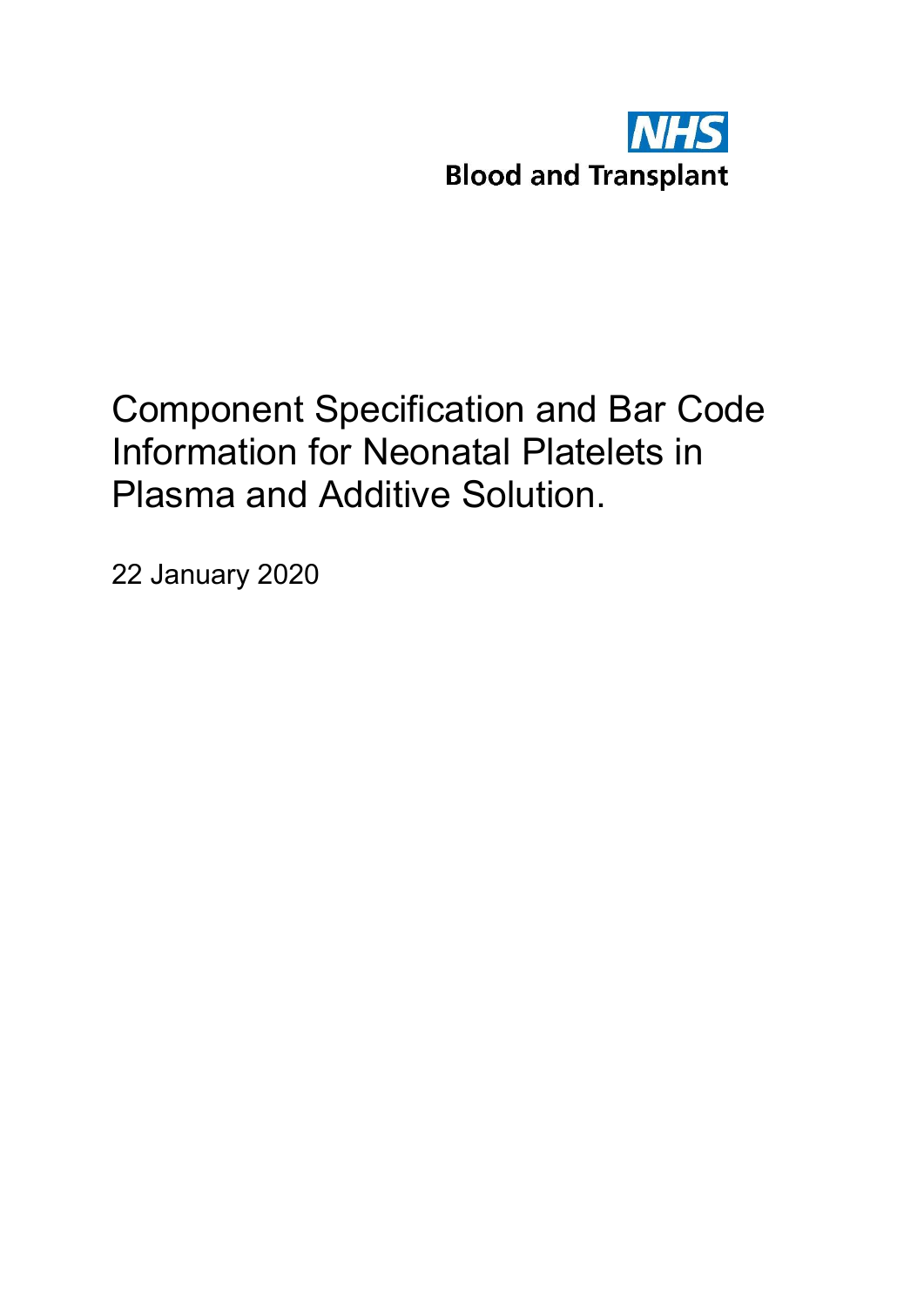NHS

Blood and Transplant

# Component Specification and Bar Code Information for Neonatal Platelets in Plasma and Additive Solution.

22 January 2020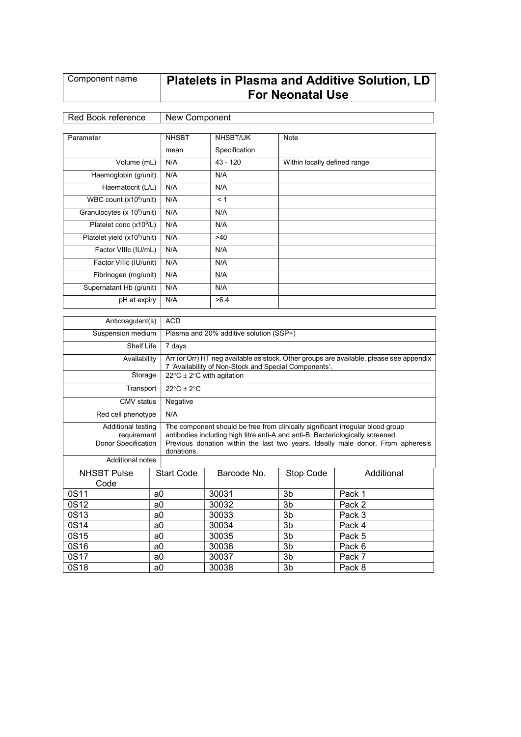| Component name | Platelets in Plasma and Additive Solution, LD For Neonatal Use |
|---|---|

| Red Book reference | New Component |
|---|---|

| Parameter | NHSBT mean | NHSBT/UK Specification | Note |
|---|---|---|---|
| Volume (mL) | N/A | 43 - 120 | Within locally defined range |
| Haemoglobin (g/unit) | N/A | N/A | |
| Haematocrit (L/L) | N/A | N/A | |
| WBC count ($x10^6$/unit) | N/A | < 1 | |
| Granulocytes ($x 10^9$/unit) | N/A | N/A | |
| Platelet conc ($x10^9$/L) | N/A | N/A | |
| Platelet yield ($x10^9$/unit) | N/A | >40 | |
| Factor VIIIc (IU/mL) | N/A | N/A | |
| Factor VIIIc (IU/unit) | N/A | N/A | |
| Fibrinogen (mg/unit) | N/A | N/A | |
| Supernatant Hb (g/unit) | N/A | N/A | |
| pH at expiry | N/A | >6.4 | |

| | |
|---|---|
| Anticoagulant(s) | ACD |
| Suspension medium | Plasma and 20% additive solution (SSP+) |
| Shelf Life | 7 days |
| Availability | Arr (or Orr) HT neg available as stock. Other groups are available, please see appendix 7 'Availability of Non-Stock and Special Components'. |
| Storage | 22°C ± 2°C with agitation |
| Transport | 22°C ± 2°C |
| CMV status | Negative |
| Red cell phenotype | N/A |
| Additional testing requirement | The component should be free from clinically significant irregular blood group antibodies including high titre anti-A and anti-B. Bacteriologically screened. |
| Donor Specification | Previous donation within the last two years. Ideally male donor. From apheresis donations. |
| Additional notes | |

| NHSBT Pulse Code | Start Code | Barcode No. | Stop Code | Additional |
|---|---|---|---|---|
| 0S11 | a0 | 30031 | 3b | Pack 1 |
| 0S12 | a0 | 30032 | 3b | Pack 2 |
| 0S13 | a0 | 30033 | 3b | Pack 3 |
| 0S14 | a0 | 30034 | 3b | Pack 4 |
| 0S15 | a0 | 30035 | 3b | Pack 5 |
| 0S16 | a0 | 30036 | 3b | Pack 6 |
| 0S17 | a0 | 30037 | 3b | Pack 7 |
| 0S18 | a0 | 30038 | 3b | Pack 8 |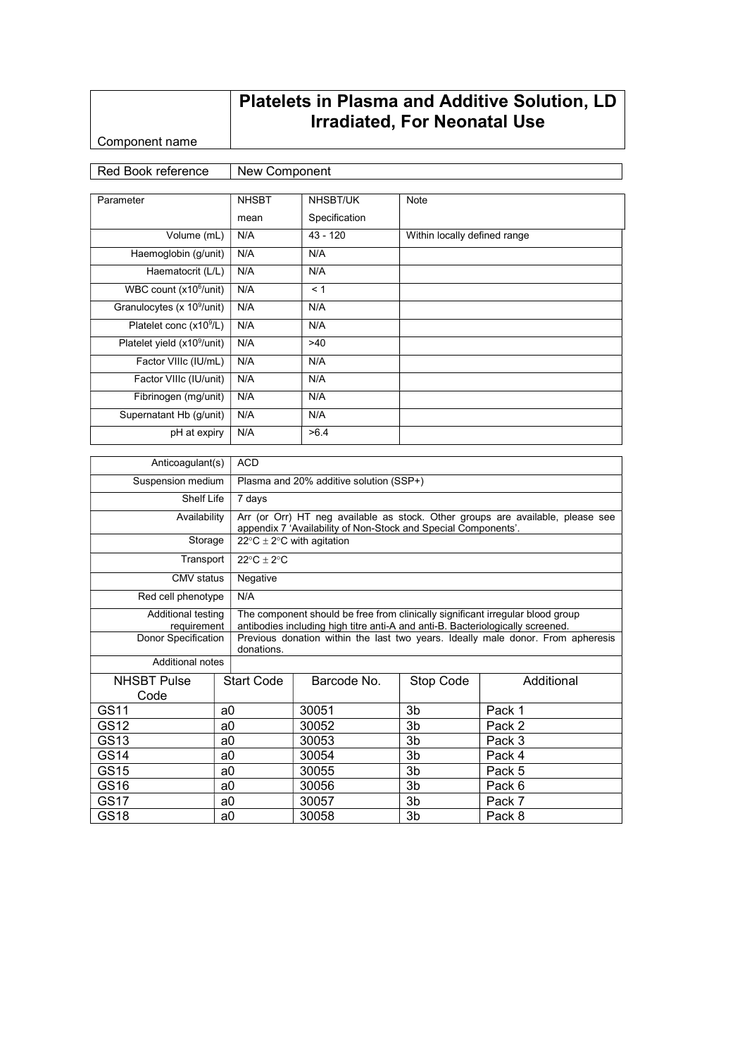| Component name | **Platelets in Plasma and Additive Solution, LD Irradiated, For Neonatal Use** |
|---|---|

| Red Book reference | New Component |
|---|---|

| Parameter | NHSBT mean | NHSBT/UK Specification | Note |
|---|---|---|---|
| Volume (mL) | N/A | 43 - 120 | Within locally defined range |
| Haemoglobin (g/unit) | N/A | N/A | |
| Haematocrit (L/L) | N/A | N/A | |
| WBC count ($x10^6$/unit) | N/A | < 1 | |
| Granulocytes ($x 10^9$/unit) | N/A | N/A | |
| Platelet conc ($x10^9$/L) | N/A | N/A | |
| Platelet yield ($x10^9$/unit) | N/A | >40 | |
| Factor VIIIc (IU/mL) | N/A | N/A | |
| Factor VIIIc (IU/unit) | N/A | N/A | |
| Fibrinogen (mg/unit) | N/A | N/A | |
| Supernatant Hb (g/unit) | N/A | N/A | |
| pH at expiry | N/A | >6.4 | |

| | |
|---|---|
| Anticoagulant(s) | ACD |
| Suspension medium | Plasma and 20% additive solution (SSP+) |
| Shelf Life | 7 days |
| Availability | Arr (or Orr) HT neg available as stock. Other groups are available, please see appendix 7 'Availability of Non-Stock and Special Components'. |
| Storage | 22°C ± 2°C with agitation |
| Transport | 22°C ± 2°C |
| CMV status | Negative |
| Red cell phenotype | N/A |
| Additional testing requirement | The component should be free from clinically significant irregular blood group antibodies including high titre anti-A and anti-B. Bacteriologically screened. |
| Donor Specification | Previous donation within the last two years. Ideally male donor. From apheresis donations. |
| Additional notes | |

| NHSBT Pulse Code | Start Code | Barcode No. | Stop Code | Additional |
|---|---|---|---|---|
| GS11 | a0 | 30051 | 3b | Pack 1 |
| GS12 | a0 | 30052 | 3b | Pack 2 |
| GS13 | a0 | 30053 | 3b | Pack 3 |
| GS14 | a0 | 30054 | 3b | Pack 4 |
| GS15 | a0 | 30055 | 3b | Pack 5 |
| GS16 | a0 | 30056 | 3b | Pack 6 |
| GS17 | a0 | 30057 | 3b | Pack 7 |
| GS18 | a0 | 30058 | 3b | Pack 8 |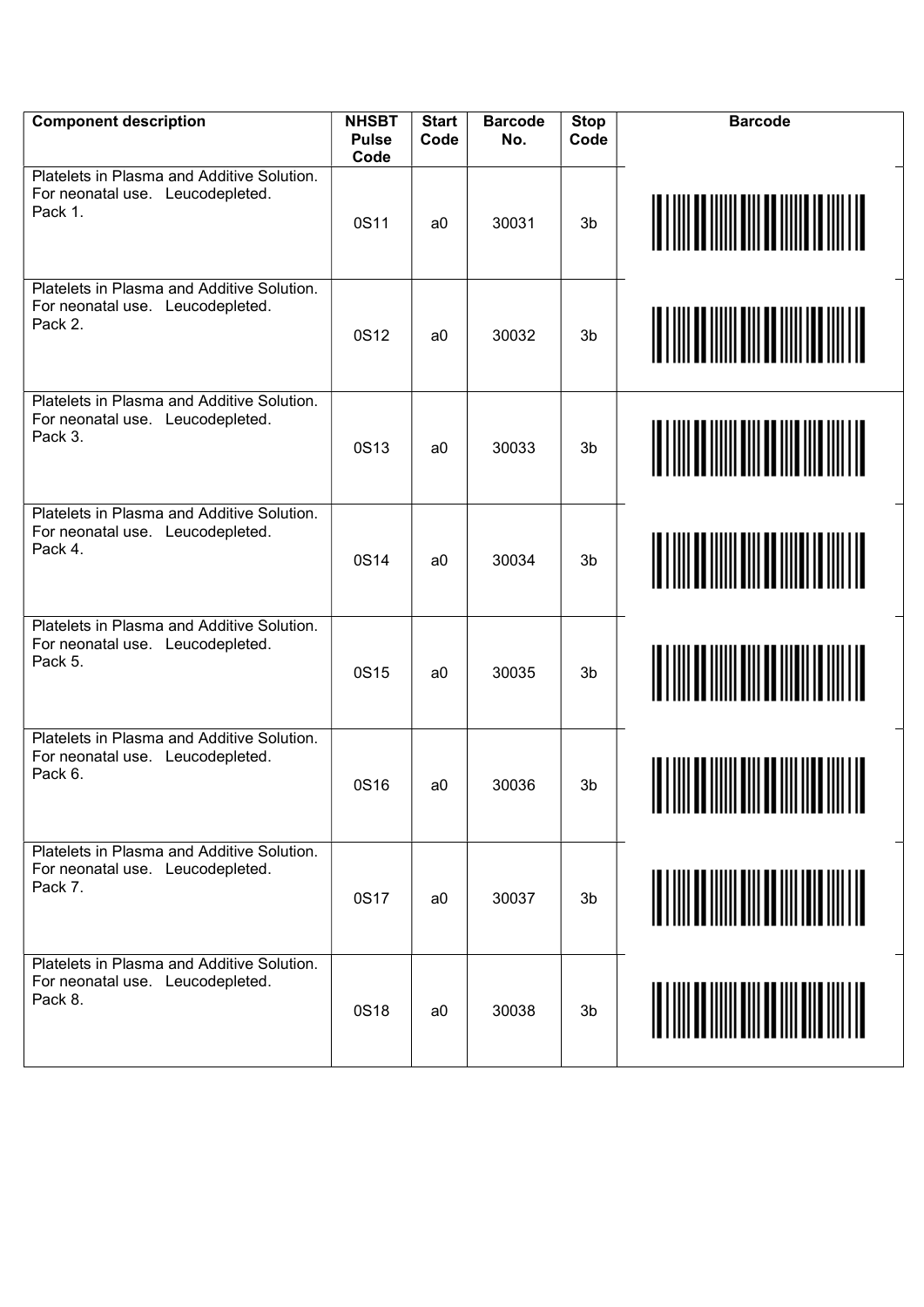| Component description | NHSBT Pulse Code | Start Code | Barcode No. | Stop Code | Barcode |
|---|---|---|---|---|---|
| Platelets in Plasma and Additive Solution. For neonatal use. Leucodepleted. Pack 1. | 0S11 | a0 | 30031 | 3b | |
| Platelets in Plasma and Additive Solution. For neonatal use. Leucodepleted. Pack 2. | 0S12 | a0 | 30032 | 3b | |
| Platelets in Plasma and Additive Solution. For neonatal use. Leucodepleted. Pack 3. | 0S13 | a0 | 30033 | 3b | |
| Platelets in Plasma and Additive Solution. For neonatal use. Leucodepleted. Pack 4. | 0S14 | a0 | 30034 | 3b | |
| Platelets in Plasma and Additive Solution. For neonatal use. Leucodepleted. Pack 5. | 0S15 | a0 | 30035 | 3b | |
| Platelets in Plasma and Additive Solution. For neonatal use. Leucodepleted. Pack 6. | 0S16 | a0 | 30036 | 3b | |
| Platelets in Plasma and Additive Solution. For neonatal use. Leucodepleted. Pack 7. | 0S17 | a0 | 30037 | 3b | |
| Platelets in Plasma and Additive Solution. For neonatal use. Leucodepleted. Pack 8. | 0S18 | a0 | 30038 | 3b | |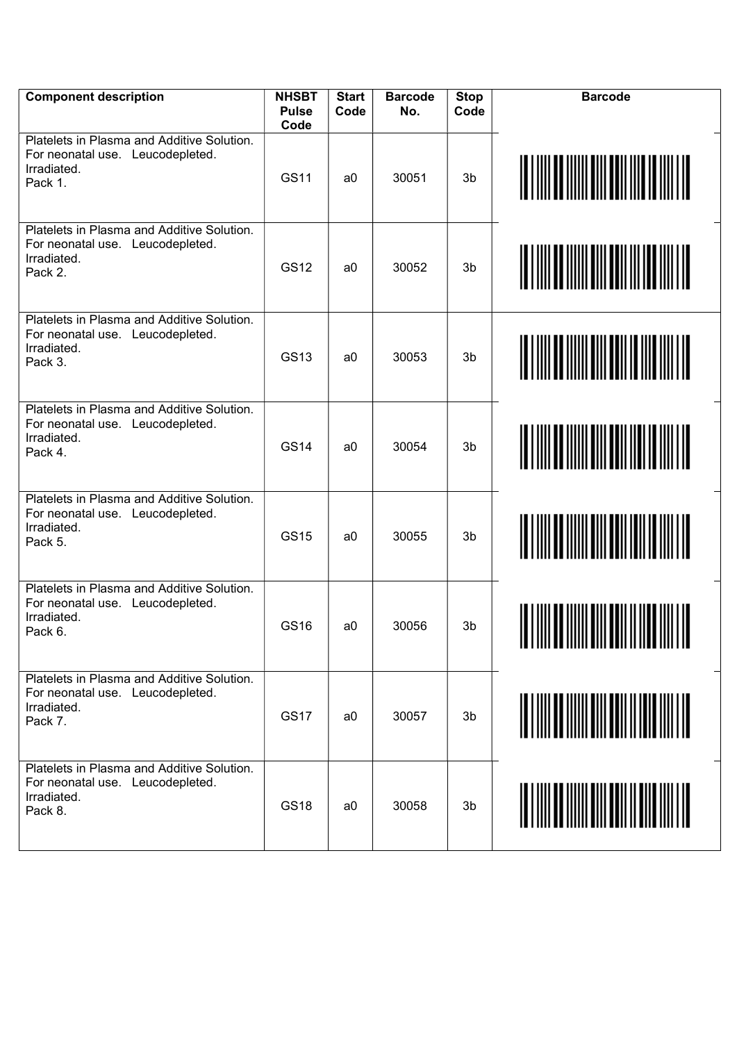| Component description | NHSBT Pulse Code | Start Code | Barcode No. | Stop Code | Barcode |
|---|---|---|---|---|---|
| Platelets in Plasma and Additive Solution. For neonatal use. Leucodepleted. Irradiated. Pack 1. | GS11 | a0 | 30051 | 3b | |
| Platelets in Plasma and Additive Solution. For neonatal use. Leucodepleted. Irradiated. Pack 2. | GS12 | a0 | 30052 | 3b | |
| Platelets in Plasma and Additive Solution. For neonatal use. Leucodepleted. Irradiated. Pack 3. | GS13 | a0 | 30053 | 3b | |
| Platelets in Plasma and Additive Solution. For neonatal use. Leucodepleted. Irradiated. Pack 4. | GS14 | a0 | 30054 | 3b | |
| Platelets in Plasma and Additive Solution. For neonatal use. Leucodepleted. Irradiated. Pack 5. | GS15 | a0 | 30055 | 3b | |
| Platelets in Plasma and Additive Solution. For neonatal use. Leucodepleted. Irradiated. Pack 6. | GS16 | a0 | 30056 | 3b | |
| Platelets in Plasma and Additive Solution. For neonatal use. Leucodepleted. Irradiated. Pack 7. | GS17 | a0 | 30057 | 3b | |
| Platelets in Plasma and Additive Solution. For neonatal use. Leucodepleted. Irradiated. Pack 8. | GS18 | a0 | 30058 | 3b | |